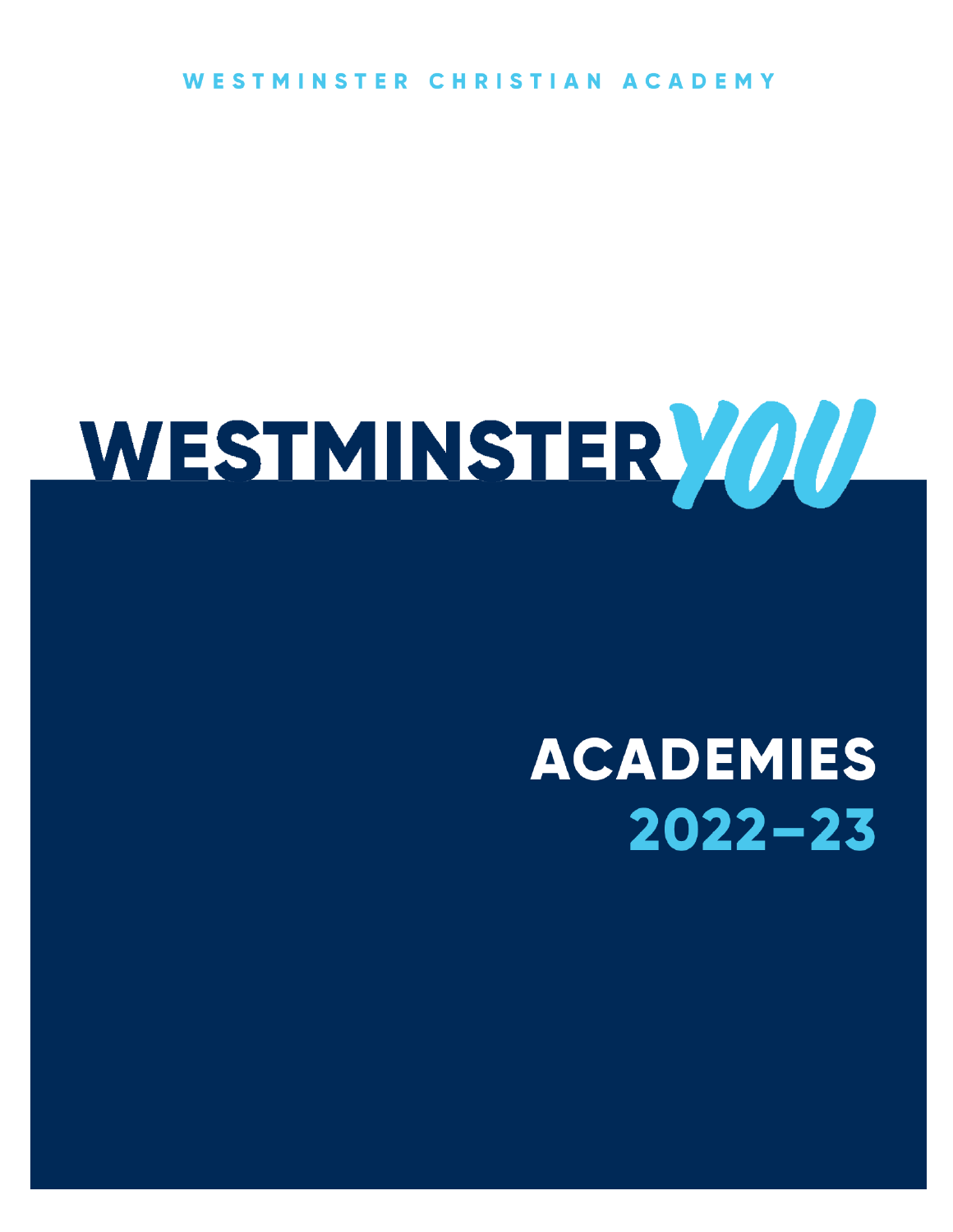WESTMINSTER CHRISTIAN ACADEMY

# WESTMINSTER YOU

# ACADEMIES 2022–23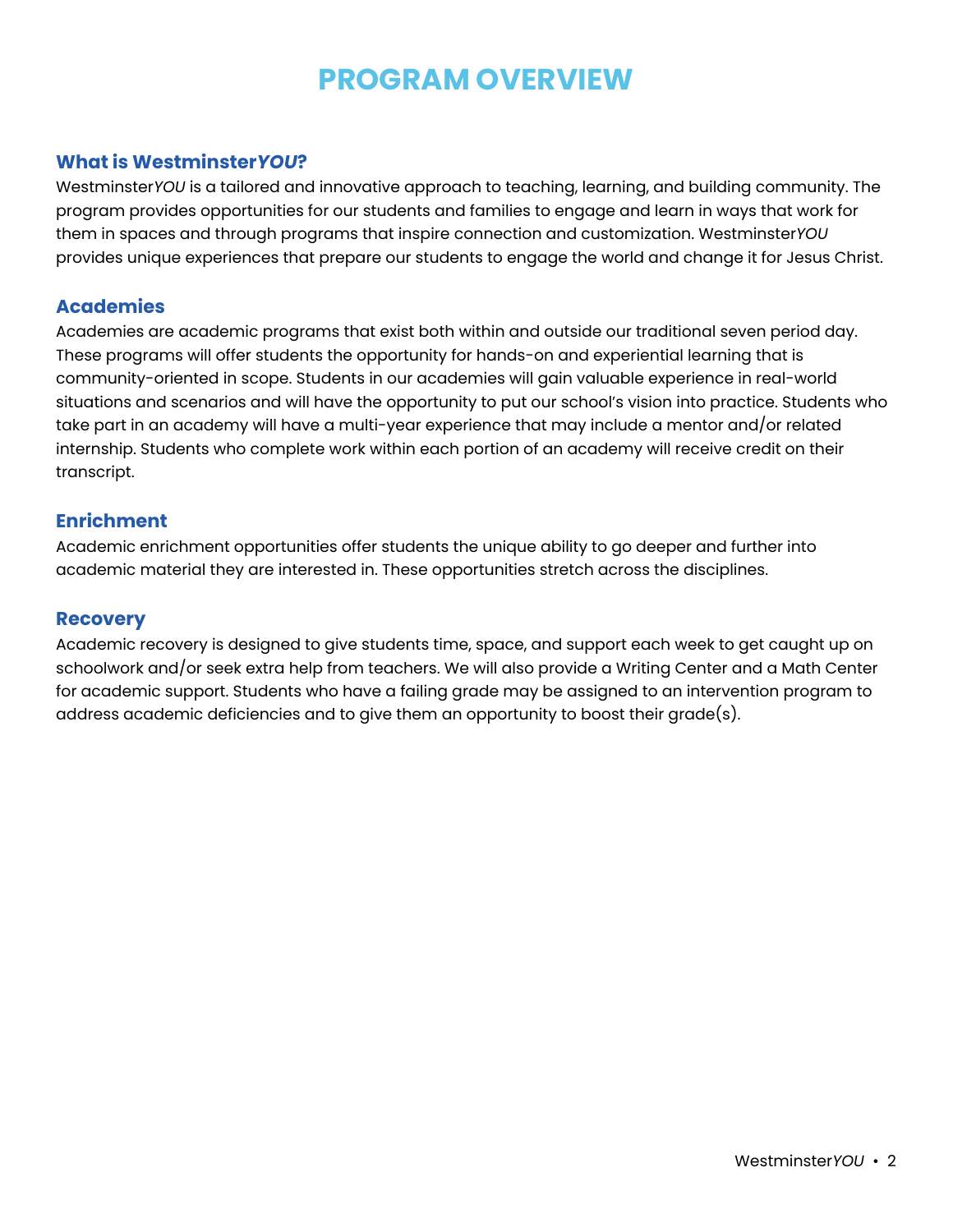# PROGRAM OVERVIEW

## What is Westminster*YOU*?

Westminster*YOU* is a tailored and innovative approach to teaching, learning, and building community. The program provides opportunities for our students and families to engage and learn in ways that work for them in spaces and through programs that inspire connection and customization. Westminster*YOU* provides unique experiences that prepare our students to engage the world and change it for Jesus Christ.

## Academies

Academies are academic programs that exist both within and outside our traditional seven period day. These programs will offer students the opportunity for hands-on and experiential learning that is community-oriented in scope. Students in our academies will gain valuable experience in real-world situations and scenarios and will have the opportunity to put our school's vision into practice. Students who take part in an academy will have a multi-year experience that may include a mentor and/or related internship. Students who complete work within each portion of an academy will receive credit on their transcript.

## Enrichment

Academic enrichment opportunities offer students the unique ability to go deeper and further into academic material they are interested in. These opportunities stretch across the disciplines.

## Recovery

Academic recovery is designed to give students time, space, and support each week to get caught up on schoolwork and/or seek extra help from teachers. We will also provide a Writing Center and a Math Center for academic support. Students who have a failing grade may be assigned to an intervention program to address academic deficiencies and to give them an opportunity to boost their grade(s).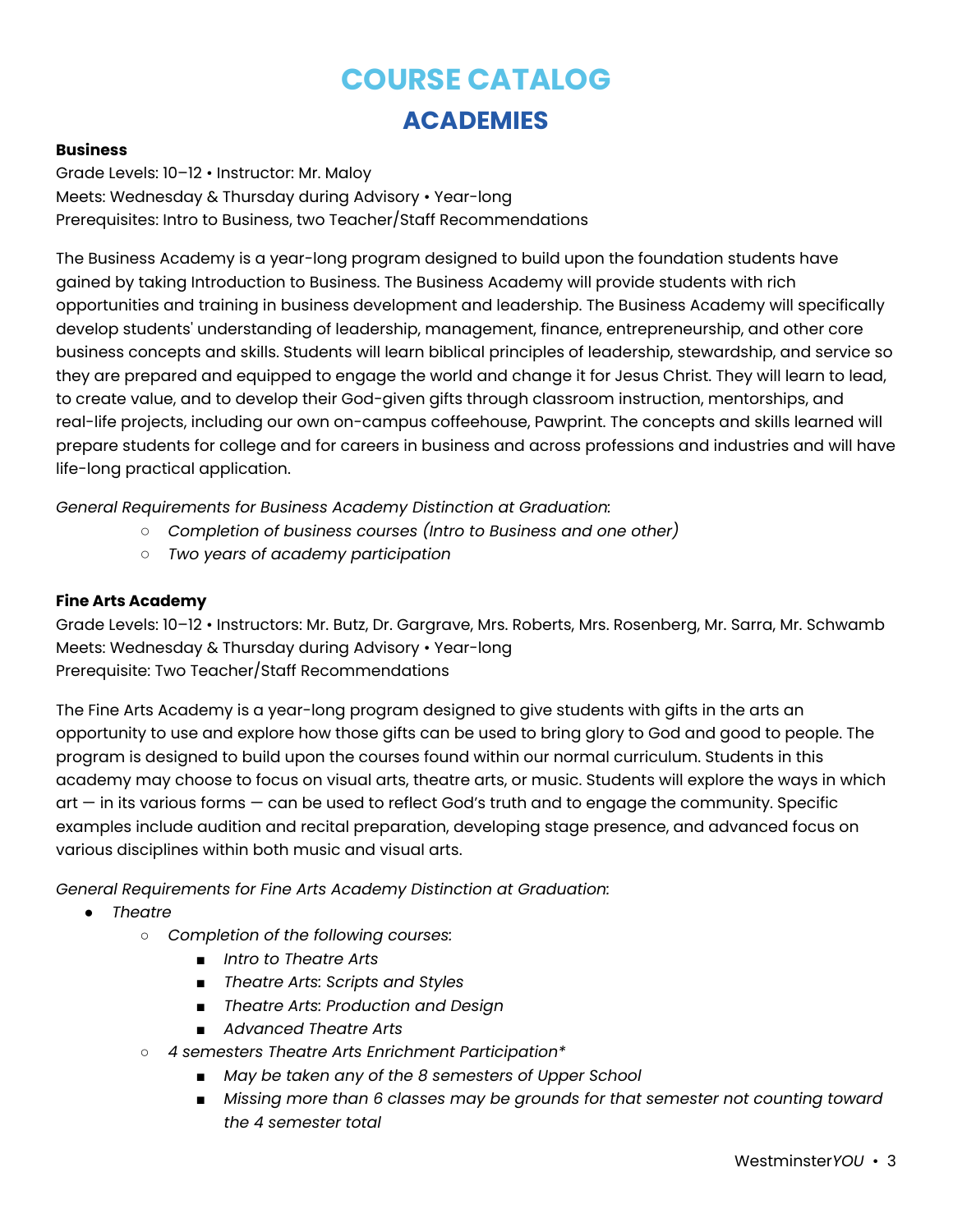# COURSE CATALOG

## ACADEMIES

**Business**

Grade Levels: 10–12 • Instructor: Mr. Maloy
Meets: Wednesday & Thursday during Advisory • Year-long
Prerequisites: Intro to Business, two Teacher/Staff Recommendations

The Business Academy is a year-long program designed to build upon the foundation students have gained by taking Introduction to Business. The Business Academy will provide students with rich opportunities and training in business development and leadership. The Business Academy will specifically develop students' understanding of leadership, management, finance, entrepreneurship, and other core business concepts and skills. Students will learn biblical principles of leadership, stewardship, and service so they are prepared and equipped to engage the world and change it for Jesus Christ. They will learn to lead, to create value, and to develop their God-given gifts through classroom instruction, mentorships, and real-life projects, including our own on-campus coffeehouse, Pawprint. The concepts and skills learned will prepare students for college and for careers in business and across professions and industries and will have life-long practical application.

*General Requirements for Business Academy Distinction at Graduation*:

- *Completion of business courses (Intro to Business and one other)*
- *Two years of academy participation*

**Fine Arts Academy**

Grade Levels: 10–12 • Instructors: Mr. Butz, Dr. Gargrave, Mrs. Roberts, Mrs. Rosenberg, Mr. Sarra, Mr. Schwamb
Meets: Wednesday & Thursday during Advisory • Year-long
Prerequisite: Two Teacher/Staff Recommendations

The Fine Arts Academy is a year-long program designed to give students with gifts in the arts an opportunity to use and explore how those gifts can be used to bring glory to God and good to people. The program is designed to build upon the courses found within our normal curriculum. Students in this academy may choose to focus on visual arts, theatre arts, or music. Students will explore the ways in which art — in its various forms — can be used to reflect God's truth and to engage the community. Specific examples include audition and recital preparation, developing stage presence, and advanced focus on various disciplines within both music and visual arts.

*General Requirements for Fine Arts Academy Distinction at Graduation*:

- *Theatre*
  - *Completion of the following courses*:
    - *Intro to Theatre Arts*
    - *Theatre Arts: Scripts and Styles*
    - *Theatre Arts: Production and Design*
    - *Advanced Theatre Arts*
  - *4 semesters Theatre Arts Enrichment Participation**
    - *May be taken any of the 8 semesters of Upper School*
    - *Missing more than 6 classes may be grounds for that semester not counting toward the 4 semester total*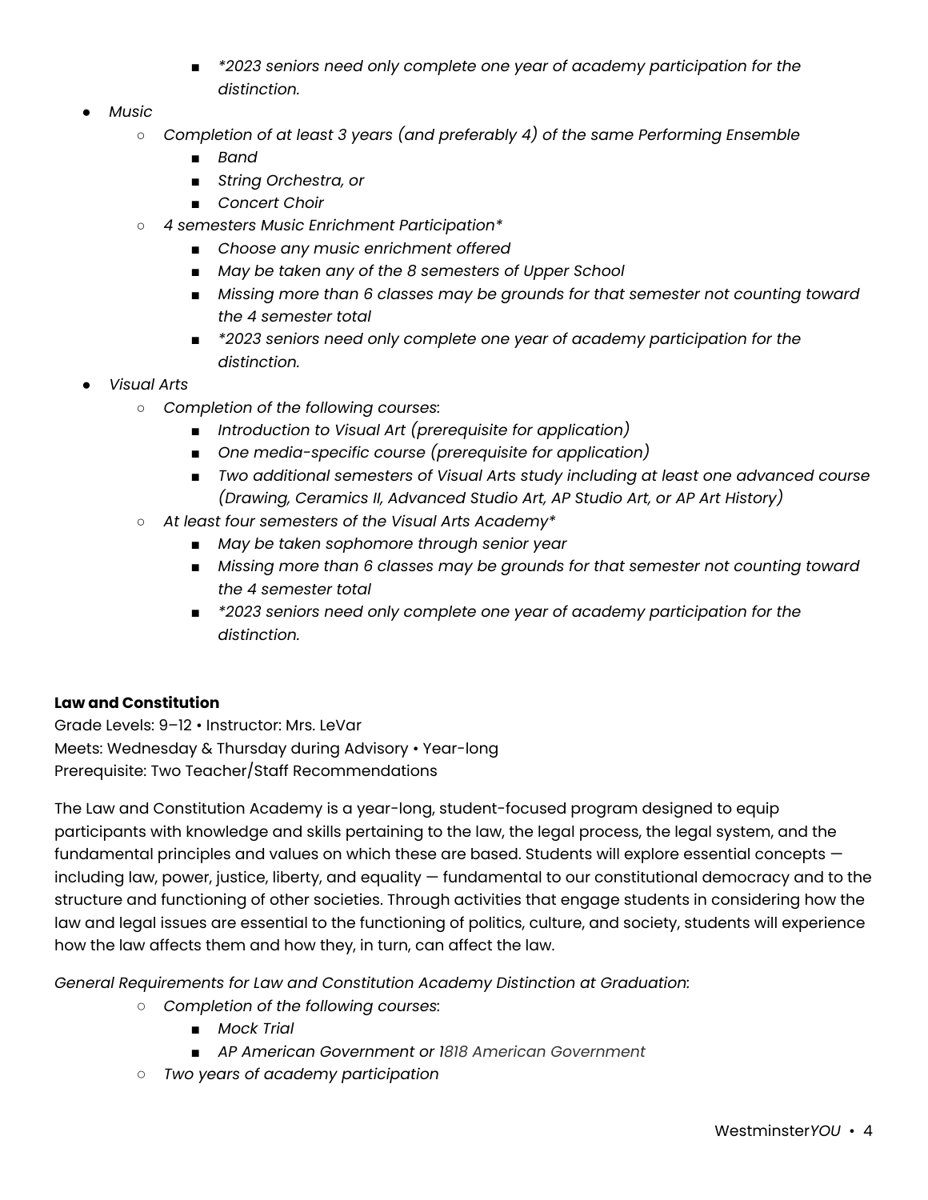- *\*2023 seniors need only complete one year of academy participation for the distinction.*
- *Music*
    - *Completion of at least 3 years (and preferably 4) of the same Performing Ensemble*
        - *Band*
        - *String Orchestra, or*
        - *Concert Choir*
    - *4 semesters Music Enrichment Participation\**
        - *Choose any music enrichment offered*
        - *May be taken any of the 8 semesters of Upper School*
        - *Missing more than 6 classes may be grounds for that semester not counting toward the 4 semester total*
        - *\*2023 seniors need only complete one year of academy participation for the distinction.*
- *Visual Arts*
    - *Completion of the following courses*:
        - *Introduction to Visual Art (prerequisite for application)*
        - *One media-specific course (prerequisite for application)*
        - *Two additional semesters of Visual Arts study including at least one advanced course (Drawing, Ceramics II, Advanced Studio Art, AP Studio Art, or AP Art History)*
    - *At least four semesters of the Visual Arts Academy\**
        - *May be taken sophomore through senior year*
        - *Missing more than 6 classes may be grounds for that semester not counting toward the 4 semester total*
        - *\*2023 seniors need only complete one year of academy participation for the distinction.*

**Law and Constitution**
Grade Levels: 9–12 • Instructor: Mrs. LeVar
Meets: Wednesday & Thursday during Advisory • Year-long
Prerequisite: Two Teacher/Staff Recommendations

The Law and Constitution Academy is a year-long, student-focused program designed to equip participants with knowledge and skills pertaining to the law, the legal process, the legal system, and the fundamental principles and values on which these are based. Students will explore essential concepts — including law, power, justice, liberty, and equality — fundamental to our constitutional democracy and to the structure and functioning of other societies. Through activities that engage students in considering how the law and legal issues are essential to the functioning of politics, culture, and society, students will experience how the law affects them and how they, in turn, can affect the law.

*General Requirements for Law and Constitution Academy Distinction at Graduation*:

- *Completion of the following courses*:
    - *Mock Trial*
    - *AP American Government or 1818 American Government*
- *Two years of academy participation*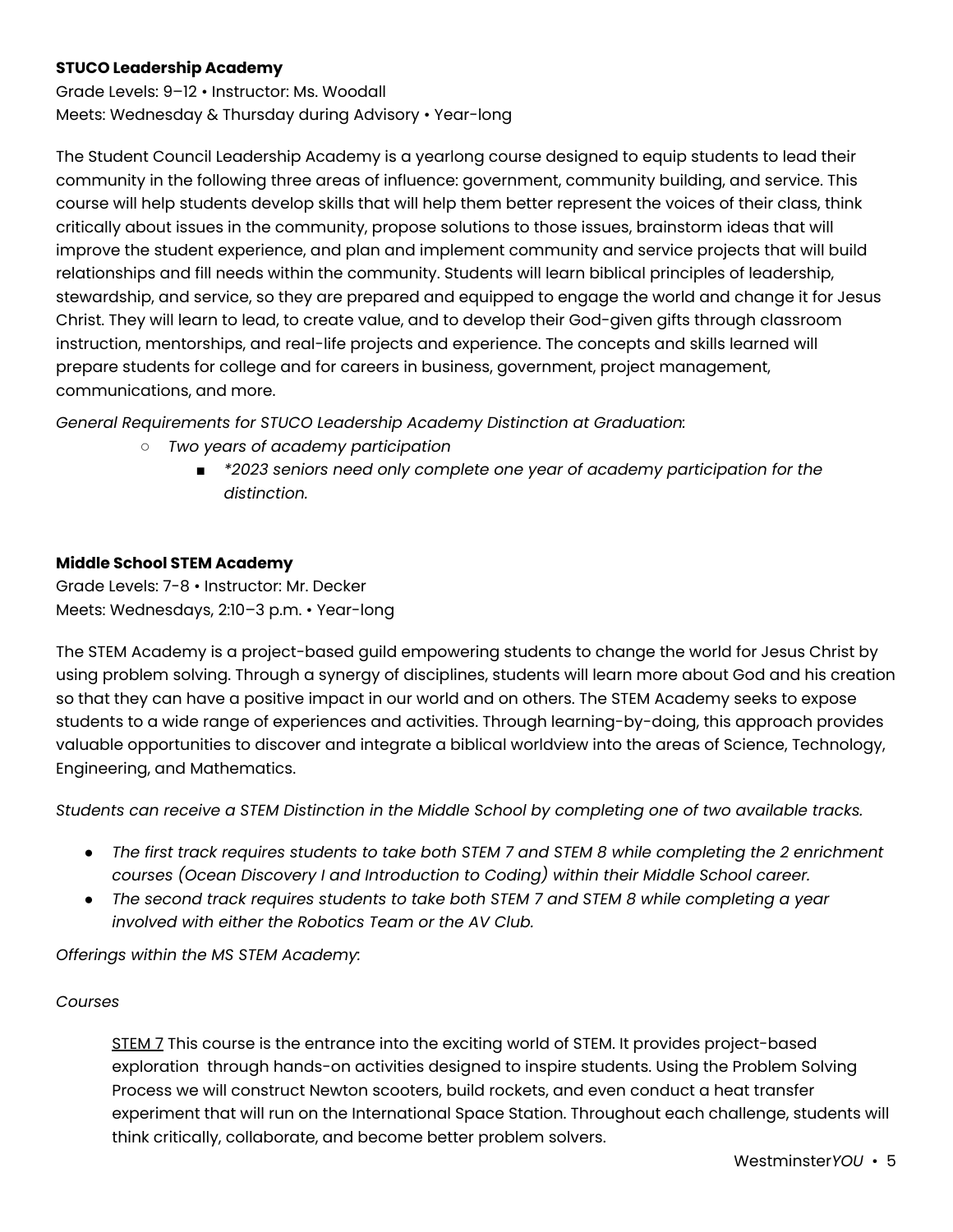**STUCO Leadership Academy**

Grade Levels: 9–12 • Instructor: Ms. Woodall

Meets: Wednesday & Thursday during Advisory • Year-long

The Student Council Leadership Academy is a yearlong course designed to equip students to lead their community in the following three areas of influence: government, community building, and service. This course will help students develop skills that will help them better represent the voices of their class, think critically about issues in the community, propose solutions to those issues, brainstorm ideas that will improve the student experience, and plan and implement community and service projects that will build relationships and fill needs within the community. Students will learn biblical principles of leadership, stewardship, and service, so they are prepared and equipped to engage the world and change it for Jesus Christ. They will learn to lead, to create value, and to develop their God-given gifts through classroom instruction, mentorships, and real-life projects and experience. The concepts and skills learned will prepare students for college and for careers in business, government, project management, communications, and more.

*General Requirements for STUCO Leadership Academy Distinction at Graduation:*

- *Two years of academy participation*
  - **2023 seniors need only complete one year of academy participation for the distinction.*

**Middle School STEM Academy**

Grade Levels: 7-8 • Instructor: Mr. Decker

Meets: Wednesdays, 2:10–3 p.m. • Year-long

The STEM Academy is a project-based guild empowering students to change the world for Jesus Christ by using problem solving. Through a synergy of disciplines, students will learn more about God and his creation so that they can have a positive impact in our world and on others. The STEM Academy seeks to expose students to a wide range of experiences and activities. Through learning-by-doing, this approach provides valuable opportunities to discover and integrate a biblical worldview into the areas of Science, Technology, Engineering, and Mathematics.

*Students can receive a STEM Distinction in the Middle School by completing one of two available tracks.*

- *The first track requires students to take both STEM 7 and STEM 8 while completing the 2 enrichment courses (Ocean Discovery I and Introduction to Coding) within their Middle School career.*
- *The second track requires students to take both STEM 7 and STEM 8 while completing a year involved with either the Robotics Team or the AV Club.*

*Offerings within the MS STEM Academy:*

*Courses*

<u>STEM 7</u> This course is the entrance into the exciting world of STEM. It provides project-based exploration through hands-on activities designed to inspire students. Using the Problem Solving Process we will construct Newton scooters, build rockets, and even conduct a heat transfer experiment that will run on the International Space Station. Throughout each challenge, students will think critically, collaborate, and become better problem solvers.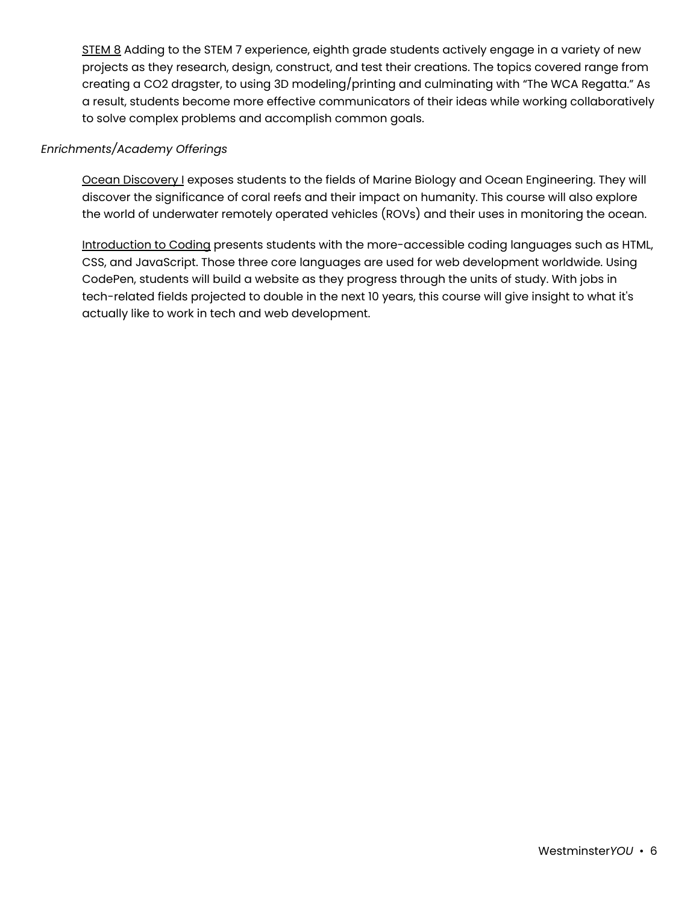STEM 8 Adding to the STEM 7 experience, eighth grade students actively engage in a variety of new projects as they research, design, construct, and test their creations. The topics covered range from creating a $CO_2$ dragster, to using 3D modeling/printing and culminating with "The WCA Regatta." As a result, students become more effective communicators of their ideas while working collaboratively to solve complex problems and accomplish common goals.

*Enrichments/Academy Offerings*

Ocean Discovery I exposes students to the fields of Marine Biology and Ocean Engineering. They will discover the significance of coral reefs and their impact on humanity. This course will also explore the world of underwater remotely operated vehicles (ROVs) and their uses in monitoring the ocean.

Introduction to Coding presents students with the more-accessible coding languages such as HTML, CSS, and JavaScript. Those three core languages are used for web development worldwide. Using CodePen, students will build a website as they progress through the units of study. With jobs in tech-related fields projected to double in the next 10 years, this course will give insight to what it's actually like to work in tech and web development.